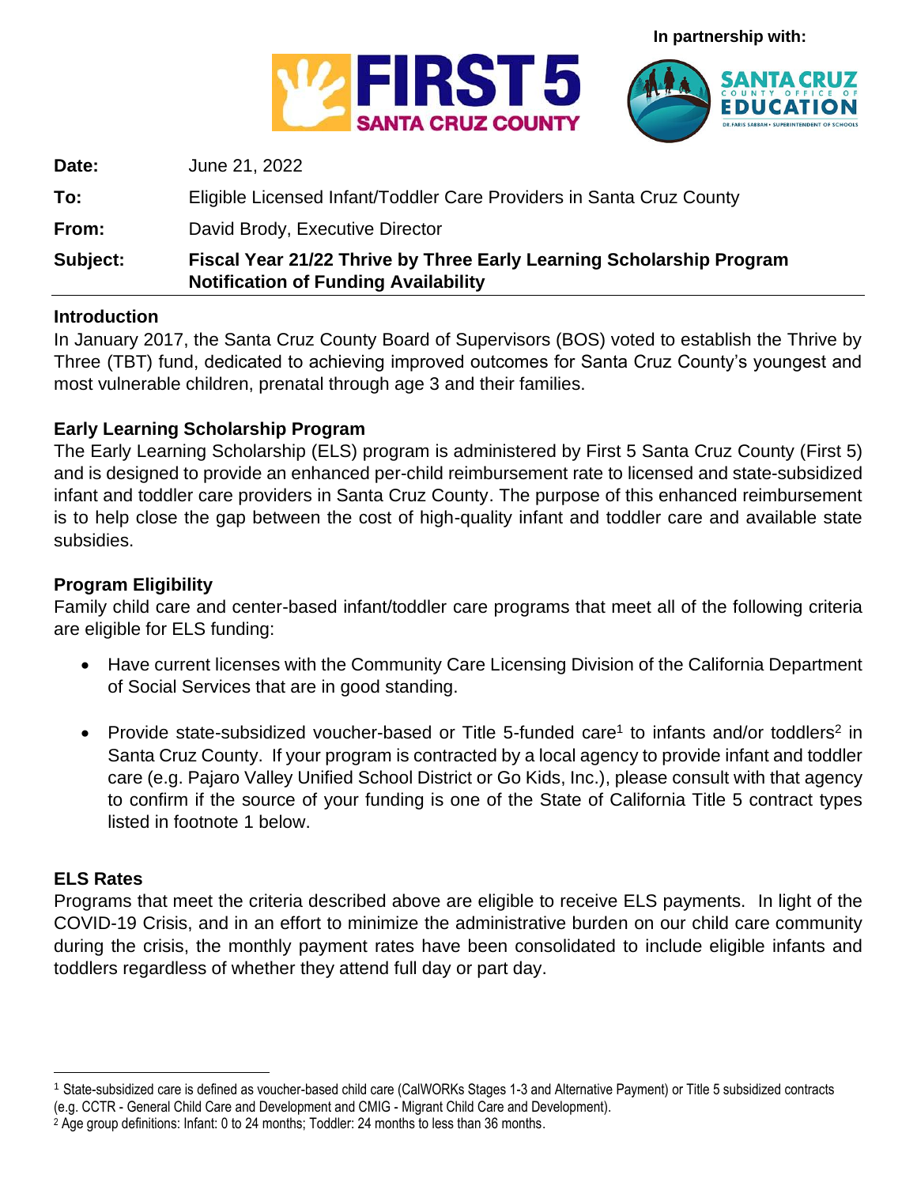In partnership with:

| | |
|---|---|
| **Date:** | June 21, 2022 |
| **To:** | Eligible Licensed Infant/Toddler Care Providers in Santa Cruz County |
| **From:** | David Brody, Executive Director |
| **Subject:** | **Fiscal Year 21/22 Thrive by Three Early Learning Scholarship Program Notification of Funding Availability** |

## Introduction

In January 2017, the Santa Cruz County Board of Supervisors (BOS) voted to establish the Thrive by Three (TBT) fund, dedicated to achieving improved outcomes for Santa Cruz County's youngest and most vulnerable children, prenatal through age 3 and their families.

## Early Learning Scholarship Program

The Early Learning Scholarship (ELS) program is administered by First 5 Santa Cruz County (First 5) and is designed to provide an enhanced per-child reimbursement rate to licensed and state-subsidized infant and toddler care providers in Santa Cruz County. The purpose of this enhanced reimbursement is to help close the gap between the cost of high-quality infant and toddler care and available state subsidies.

## Program Eligibility

Family child care and center-based infant/toddler care programs that meet all of the following criteria are eligible for ELS funding:

- Have current licenses with the Community Care Licensing Division of the California Department of Social Services that are in good standing.
- Provide state-subsidized voucher-based or Title 5-funded care[1] to infants and/or toddlers[2] in Santa Cruz County. If your program is contracted by a local agency to provide infant and toddler care (e.g. Pajaro Valley Unified School District or Go Kids, Inc.), please consult with that agency to confirm if the source of your funding is one of the State of California Title 5 contract types listed in footnote 1 below.

## ELS Rates

Programs that meet the criteria described above are eligible to receive ELS payments. In light of the COVID-19 Crisis, and in an effort to minimize the administrative burden on our child care community during the crisis, the monthly payment rates have been consolidated to include eligible infants and toddlers regardless of whether they attend full day or part day.

---

[1] State-subsidized care is defined as voucher-based child care (CalWORKs Stages 1-3 and Alternative Payment) or Title 5 subsidized contracts (e.g. CCTR - General Child Care and Development and CMIG - Migrant Child Care and Development).

[2] Age group definitions: Infant: 0 to 24 months; Toddler: 24 months to less than 36 months.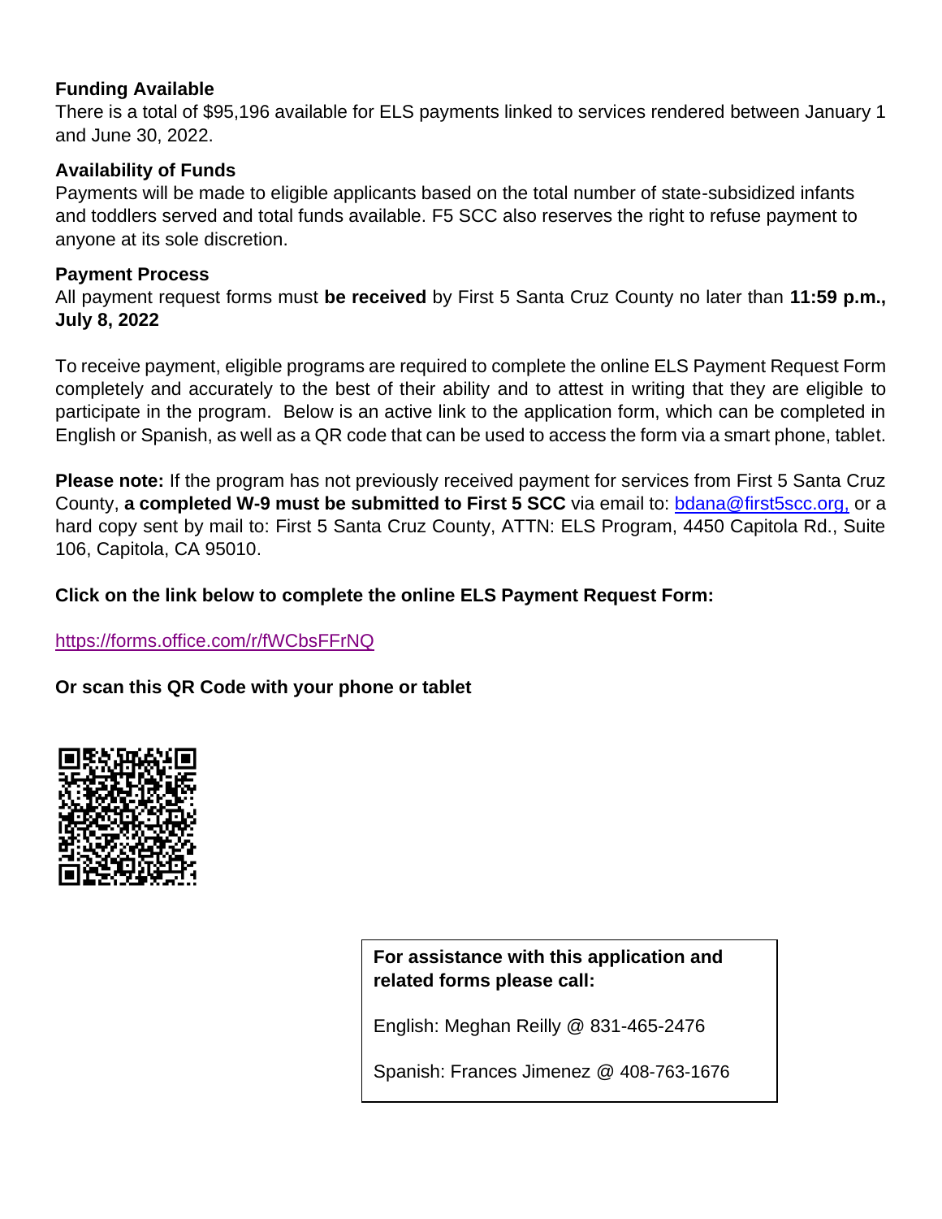**Funding Available**

There is a total of $95,196 available for ELS payments linked to services rendered between January 1 and June 30, 2022.

**Availability of Funds**

Payments will be made to eligible applicants based on the total number of state-subsidized infants and toddlers served and total funds available. F5 SCC also reserves the right to refuse payment to anyone at its sole discretion.

**Payment Process**

All payment request forms must **be received** by First 5 Santa Cruz County no later than **11:59 p.m., July 8, 2022**

To receive payment, eligible programs are required to complete the online ELS Payment Request Form completely and accurately to the best of their ability and to attest in writing that they are eligible to participate in the program. Below is an active link to the application form, which can be completed in English or Spanish, as well as a QR code that can be used to access the form via a smart phone, tablet.

**Please note:** If the program has not previously received payment for services from First 5 Santa Cruz County, **a completed W-9 must be submitted to First 5 SCC** via email to: bdana@first5scc.org, or a hard copy sent by mail to: First 5 Santa Cruz County, ATTN: ELS Program, 4450 Capitola Rd., Suite 106, Capitola, CA 95010.

**Click on the link below to complete the online ELS Payment Request Form:**

https://forms.office.com/r/fWCbsFFrNQ

**Or scan this QR Code with your phone or tablet**

**For assistance with this application and related forms please call:**

English: Meghan Reilly @ 831-465-2476

Spanish: Frances Jimenez @ 408-763-1676